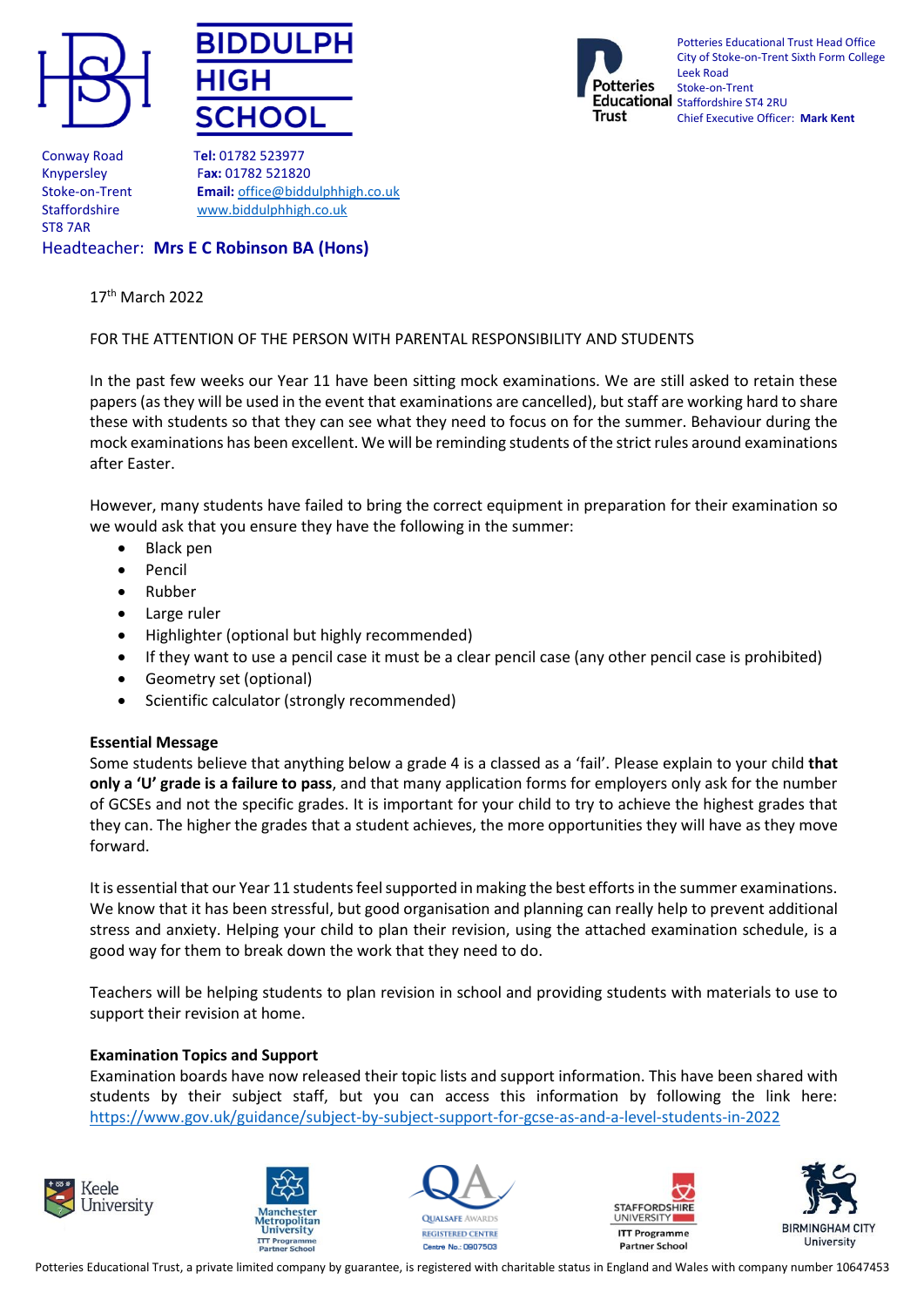# BIDDULPH HIGH SCHOOL

Conway Road
Knypersley
Stoke-on-Trent
Staffordshire
ST8 7AR

**Tel:** 01782 523977
**Fax:** 01782 521820
**Email:** office@biddulphhigh.co.uk
www.biddulphhigh.co.uk

Headteacher: **Mrs E C Robinson BA (Hons)**

Potteries Educational Trust Head Office
City of Stoke-on-Trent Sixth Form College
Leek Road
Stoke-on-Trent
Staffordshire ST4 2RU
Chief Executive Officer: **Mark Kent**

17th March 2022

FOR THE ATTENTION OF THE PERSON WITH PARENTAL RESPONSIBILITY AND STUDENTS

In the past few weeks our Year 11 have been sitting mock examinations. We are still asked to retain these papers (as they will be used in the event that examinations are cancelled), but staff are working hard to share these with students so that they can see what they need to focus on for the summer. Behaviour during the mock examinations has been excellent. We will be reminding students of the strict rules around examinations after Easter.

However, many students have failed to bring the correct equipment in preparation for their examination so we would ask that you ensure they have the following in the summer:

- Black pen
- Pencil
- Rubber
- Large ruler
- Highlighter (optional but highly recommended)
- If they want to use a pencil case it must be a clear pencil case (any other pencil case is prohibited)
- Geometry set (optional)
- Scientific calculator (strongly recommended)

**Essential Message**

Some students believe that anything below a grade 4 is a classed as a 'fail'. Please explain to your child **that only a 'U' grade is a failure to pass**, and that many application forms for employers only ask for the number of GCSEs and not the specific grades. It is important for your child to try to achieve the highest grades that they can. The higher the grades that a student achieves, the more opportunities they will have as they move forward.

It is essential that our Year 11 students feel supported in making the best efforts in the summer examinations. We know that it has been stressful, but good organisation and planning can really help to prevent additional stress and anxiety. Helping your child to plan their revision, using the attached examination schedule, is a good way for them to break down the work that they need to do.

Teachers will be helping students to plan revision in school and providing students with materials to use to support their revision at home.

**Examination Topics and Support**

Examination boards have now released their topic lists and support information. This have been shared with students by their subject staff, but you can access this information by following the link here: https://www.gov.uk/guidance/subject-by-subject-support-for-gcse-as-and-a-level-students-in-2022

Keele University | Manchester Metropolitan University ITT Programme Partner School | Qualsafe Awards Registered Centre Centre No.: 0907503 | Staffordshire University ITT Programme Partner School | Birmingham City University

Potteries Educational Trust, a private limited company by guarantee, is registered with charitable status in England and Wales with company number 10647453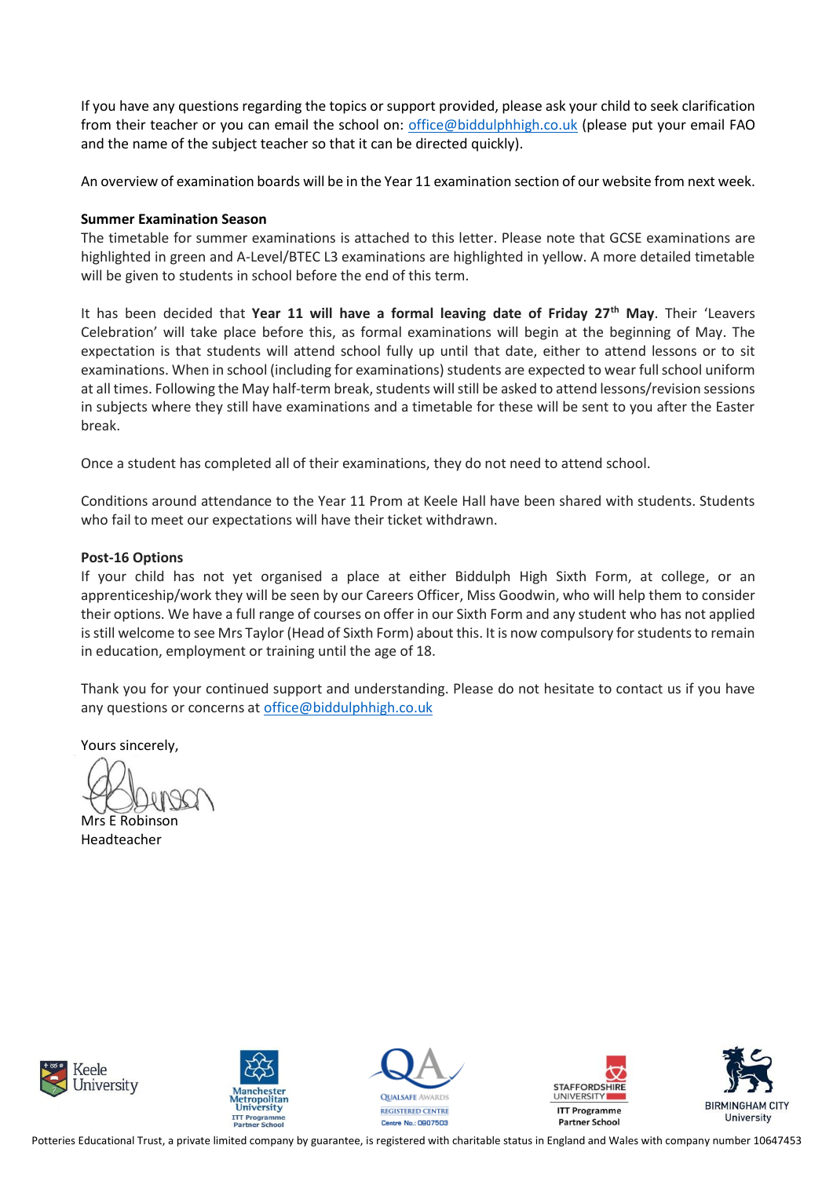If you have any questions regarding the topics or support provided, please ask your child to seek clarification from their teacher or you can email the school on: office@biddulphhigh.co.uk (please put your email FAO and the name of the subject teacher so that it can be directed quickly).

An overview of examination boards will be in the Year 11 examination section of our website from next week.

**Summer Examination Season**

The timetable for summer examinations is attached to this letter. Please note that GCSE examinations are highlighted in green and A-Level/BTEC L3 examinations are highlighted in yellow. A more detailed timetable will be given to students in school before the end of this term.

It has been decided that **Year 11 will have a formal leaving date of Friday 27th May**. Their 'Leavers Celebration' will take place before this, as formal examinations will begin at the beginning of May. The expectation is that students will attend school fully up until that date, either to attend lessons or to sit examinations. When in school (including for examinations) students are expected to wear full school uniform at all times. Following the May half-term break, students will still be asked to attend lessons/revision sessions in subjects where they still have examinations and a timetable for these will be sent to you after the Easter break.

Once a student has completed all of their examinations, they do not need to attend school.

Conditions around attendance to the Year 11 Prom at Keele Hall have been shared with students. Students who fail to meet our expectations will have their ticket withdrawn.

**Post-16 Options**

If your child has not yet organised a place at either Biddulph High Sixth Form, at college, or an apprenticeship/work they will be seen by our Careers Officer, Miss Goodwin, who will help them to consider their options. We have a full range of courses on offer in our Sixth Form and any student who has not applied is still welcome to see Mrs Taylor (Head of Sixth Form) about this. It is now compulsory for students to remain in education, employment or training until the age of 18.

Thank you for your continued support and understanding. Please do not hesitate to contact us if you have any questions or concerns at office@biddulphhigh.co.uk

Yours sincerely,

Mrs E Robinson
Headteacher

Potteries Educational Trust, a private limited company by guarantee, is registered with charitable status in England and Wales with company number 10647453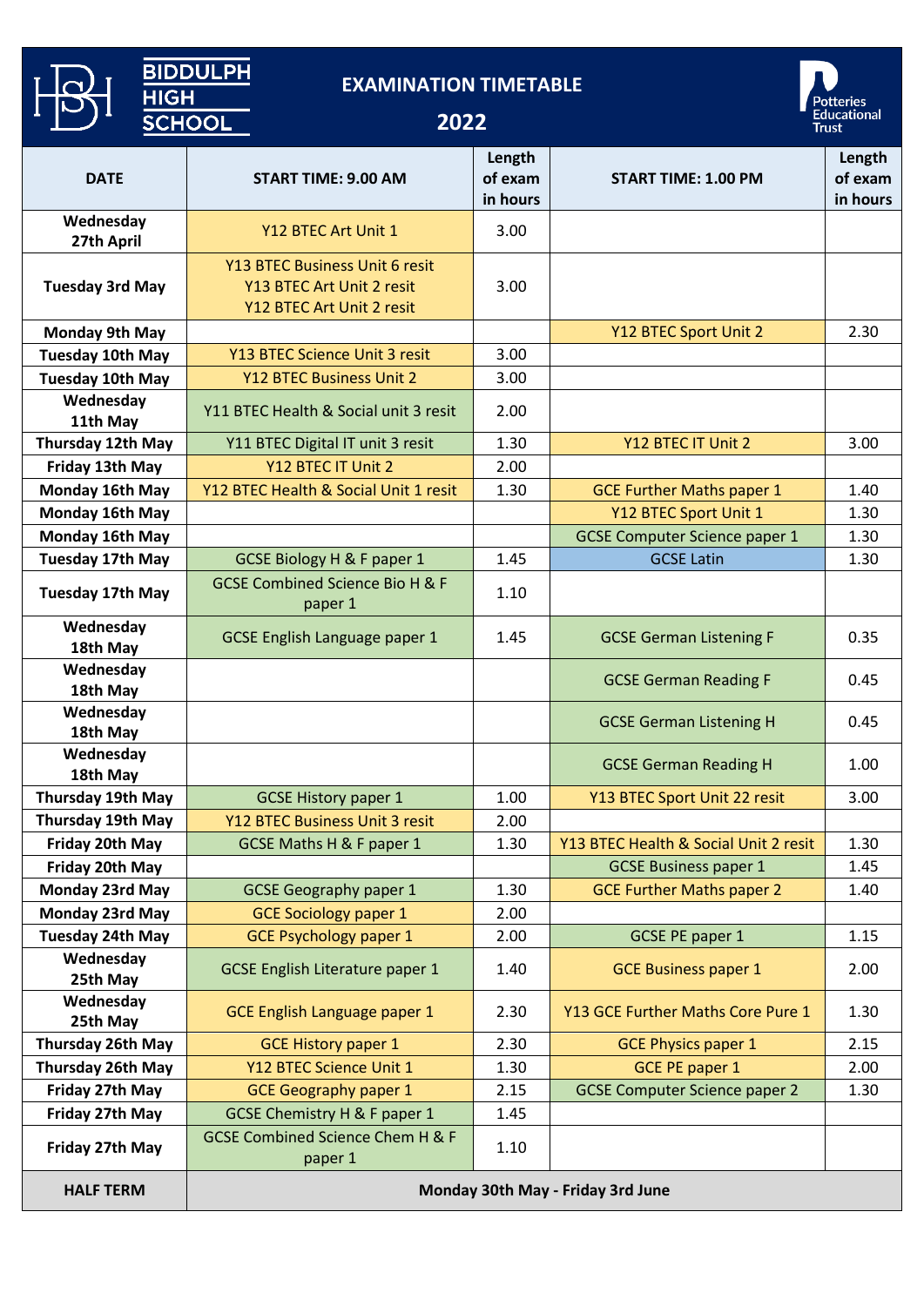# BIDDULPH HIGH SCHOOL

## EXAMINATION TIMETABLE 2022

Potteries Educational Trust

| DATE | START TIME: 9.00 AM | Length of exam in hours | START TIME: 1.00 PM | Length of exam in hours |
|---|---|---|---|---|
| Wednesday 27th April | Y12 BTEC Art Unit 1 | 3.00 | | |
| Tuesday 3rd May | Y13 BTEC Business Unit 6 resit<br>Y13 BTEC Art Unit 2 resit<br>Y12 BTEC Art Unit 2 resit | 3.00 | | |
| Monday 9th May | | | Y12 BTEC Sport Unit 2 | 2.30 |
| Tuesday 10th May | Y13 BTEC Science Unit 3 resit | 3.00 | | |
| Tuesday 10th May | Y12 BTEC Business Unit 2 | 3.00 | | |
| Wednesday 11th May | Y11 BTEC Health & Social unit 3 resit | 2.00 | | |
| Thursday 12th May | Y11 BTEC Digital IT unit 3 resit | 1.30 | Y12 BTEC IT Unit 2 | 3.00 |
| Friday 13th May | Y12 BTEC IT Unit 2 | 2.00 | | |
| Monday 16th May | Y12 BTEC Health & Social Unit 1 resit | 1.30 | GCE Further Maths paper 1 | 1.40 |
| Monday 16th May | | | Y12 BTEC Sport Unit 1 | 1.30 |
| Monday 16th May | | | GCSE Computer Science paper 1 | 1.30 |
| Tuesday 17th May | GCSE Biology H & F paper 1 | 1.45 | GCSE Latin | 1.30 |
| Tuesday 17th May | GCSE Combined Science Bio H & F paper 1 | 1.10 | | |
| Wednesday 18th May | GCSE English Language paper 1 | 1.45 | GCSE German Listening F | 0.35 |
| Wednesday 18th May | | | GCSE German Reading F | 0.45 |
| Wednesday 18th May | | | GCSE German Listening H | 0.45 |
| Wednesday 18th May | | | GCSE German Reading H | 1.00 |
| Thursday 19th May | GCSE History paper 1 | 1.00 | Y13 BTEC Sport Unit 22 resit | 3.00 |
| Thursday 19th May | Y12 BTEC Business Unit 3 resit | 2.00 | | |
| Friday 20th May | GCSE Maths H & F paper 1 | 1.30 | Y13 BTEC Health & Social Unit 2 resit | 1.30 |
| Friday 20th May | | | GCSE Business paper 1 | 1.45 |
| Monday 23rd May | GCSE Geography paper 1 | 1.30 | GCE Further Maths paper 2 | 1.40 |
| Monday 23rd May | GCE Sociology paper 1 | 2.00 | | |
| Tuesday 24th May | GCE Psychology paper 1 | 2.00 | GCSE PE paper 1 | 1.15 |
| Wednesday 25th May | GCSE English Literature paper 1 | 1.40 | GCE Business paper 1 | 2.00 |
| Wednesday 25th May | GCE English Language paper 1 | 2.30 | Y13 GCE Further Maths Core Pure 1 | 1.30 |
| Thursday 26th May | GCE History paper 1 | 2.30 | GCE Physics paper 1 | 2.15 |
| Thursday 26th May | Y12 BTEC Science Unit 1 | 1.30 | GCE PE paper 1 | 2.00 |
| Friday 27th May | GCE Geography paper 1 | 2.15 | GCSE Computer Science paper 2 | 1.30 |
| Friday 27th May | GCSE Chemistry H & F paper 1 | 1.45 | | |
| Friday 27th May | GCSE Combined Science Chem H & F paper 1 | 1.10 | | |
| **HALF TERM** | **Monday 30th May - Friday 3rd June** | | | |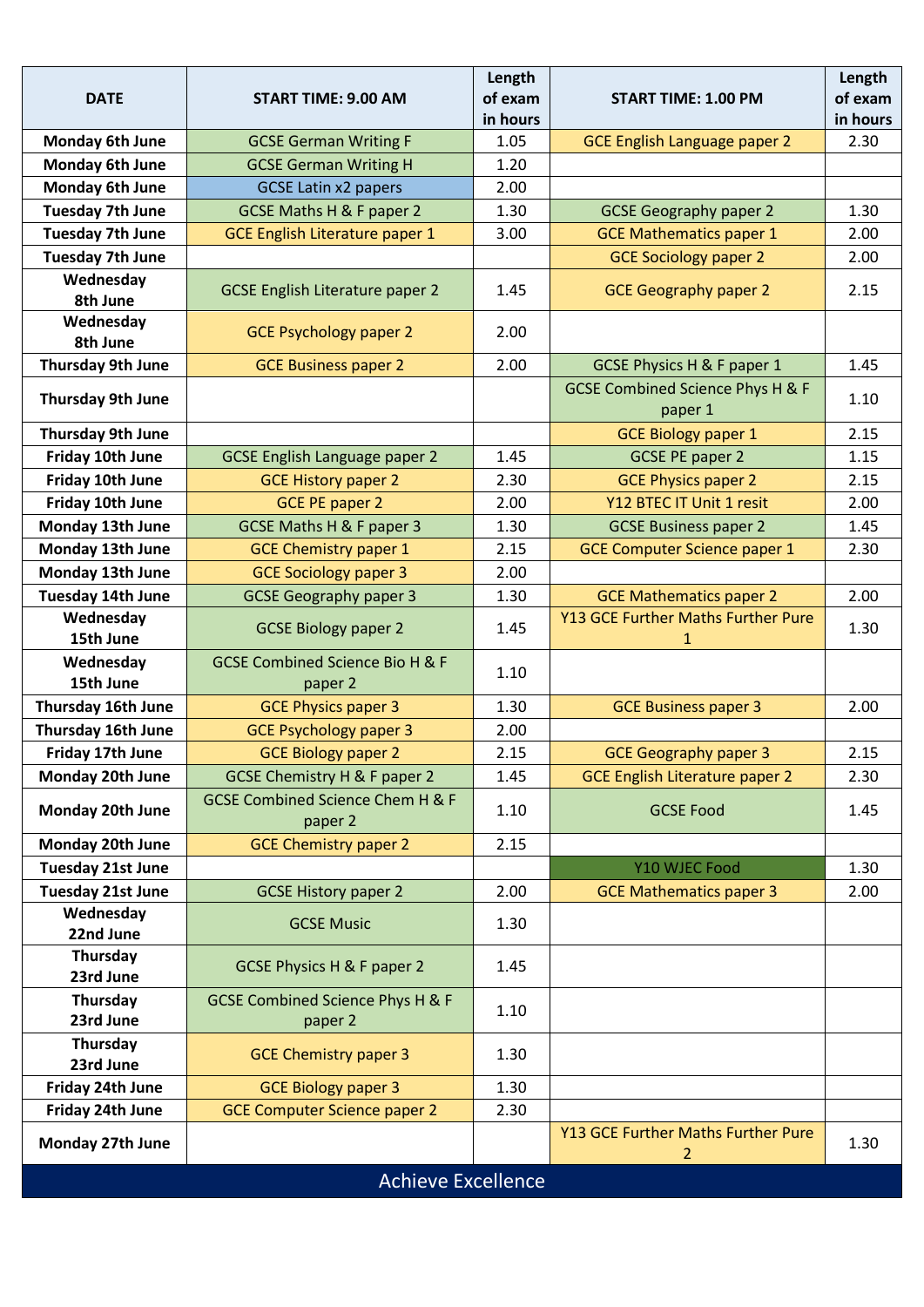| DATE | START TIME: 9.00 AM | Length of exam in hours | START TIME: 1.00 PM | Length of exam in hours |
|---|---|---|---|---|
| Monday 6th June | GCSE German Writing F | 1.05 | GCE English Language paper 2 | 2.30 |
| Monday 6th June | GCSE German Writing H | 1.20 | | |
| Monday 6th June | GCSE Latin x2 papers | 2.00 | | |
| Tuesday 7th June | GCSE Maths H & F paper 2 | 1.30 | GCSE Geography paper 2 | 1.30 |
| Tuesday 7th June | GCE English Literature paper 1 | 3.00 | GCE Mathematics paper 1 | 2.00 |
| Tuesday 7th June | | | GCE Sociology paper 2 | 2.00 |
| Wednesday 8th June | GCSE English Literature paper 2 | 1.45 | GCE Geography paper 2 | 2.15 |
| Wednesday 8th June | GCE Psychology paper 2 | 2.00 | | |
| Thursday 9th June | GCE Business paper 2 | 2.00 | GCSE Physics H & F paper 1 | 1.45 |
| Thursday 9th June | | | GCSE Combined Science Phys H & F paper 1 | 1.10 |
| Thursday 9th June | | | GCE Biology paper 1 | 2.15 |
| Friday 10th June | GCSE English Language paper 2 | 1.45 | GCSE PE paper 2 | 1.15 |
| Friday 10th June | GCE History paper 2 | 2.30 | GCE Physics paper 2 | 2.15 |
| Friday 10th June | GCE PE paper 2 | 2.00 | Y12 BTEC IT Unit 1 resit | 2.00 |
| Monday 13th June | GCSE Maths H & F paper 3 | 1.30 | GCSE Business paper 2 | 1.45 |
| Monday 13th June | GCE Chemistry paper 1 | 2.15 | GCE Computer Science paper 1 | 2.30 |
| Monday 13th June | GCE Sociology paper 3 | 2.00 | | |
| Tuesday 14th June | GCSE Geography paper 3 | 1.30 | GCE Mathematics paper 2 | 2.00 |
| Wednesday 15th June | GCSE Biology paper 2 | 1.45 | Y13 GCE Further Maths Further Pure 1 | 1.30 |
| Wednesday 15th June | GCSE Combined Science Bio H & F paper 2 | 1.10 | | |
| Thursday 16th June | GCE Physics paper 3 | 1.30 | GCE Business paper 3 | 2.00 |
| Thursday 16th June | GCE Psychology paper 3 | 2.00 | | |
| Friday 17th June | GCE Biology paper 2 | 2.15 | GCE Geography paper 3 | 2.15 |
| Monday 20th June | GCSE Chemistry H & F paper 2 | 1.45 | GCE English Literature paper 2 | 2.30 |
| Monday 20th June | GCSE Combined Science Chem H & F paper 2 | 1.10 | GCSE Food | 1.45 |
| Monday 20th June | GCE Chemistry paper 2 | 2.15 | | |
| Tuesday 21st June | | | Y10 WJEC Food | 1.30 |
| Tuesday 21st June | GCSE History paper 2 | 2.00 | GCE Mathematics paper 3 | 2.00 |
| Wednesday 22nd June | GCSE Music | 1.30 | | |
| Thursday 23rd June | GCSE Physics H & F paper 2 | 1.45 | | |
| Thursday 23rd June | GCSE Combined Science Phys H & F paper 2 | 1.10 | | |
| Thursday 23rd June | GCE Chemistry paper 3 | 1.30 | | |
| Friday 24th June | GCE Biology paper 3 | 1.30 | | |
| Friday 24th June | GCE Computer Science paper 2 | 2.30 | | |
| Monday 27th June | | | Y13 GCE Further Maths Further Pure 2 | 1.30 |

Achieve Excellence